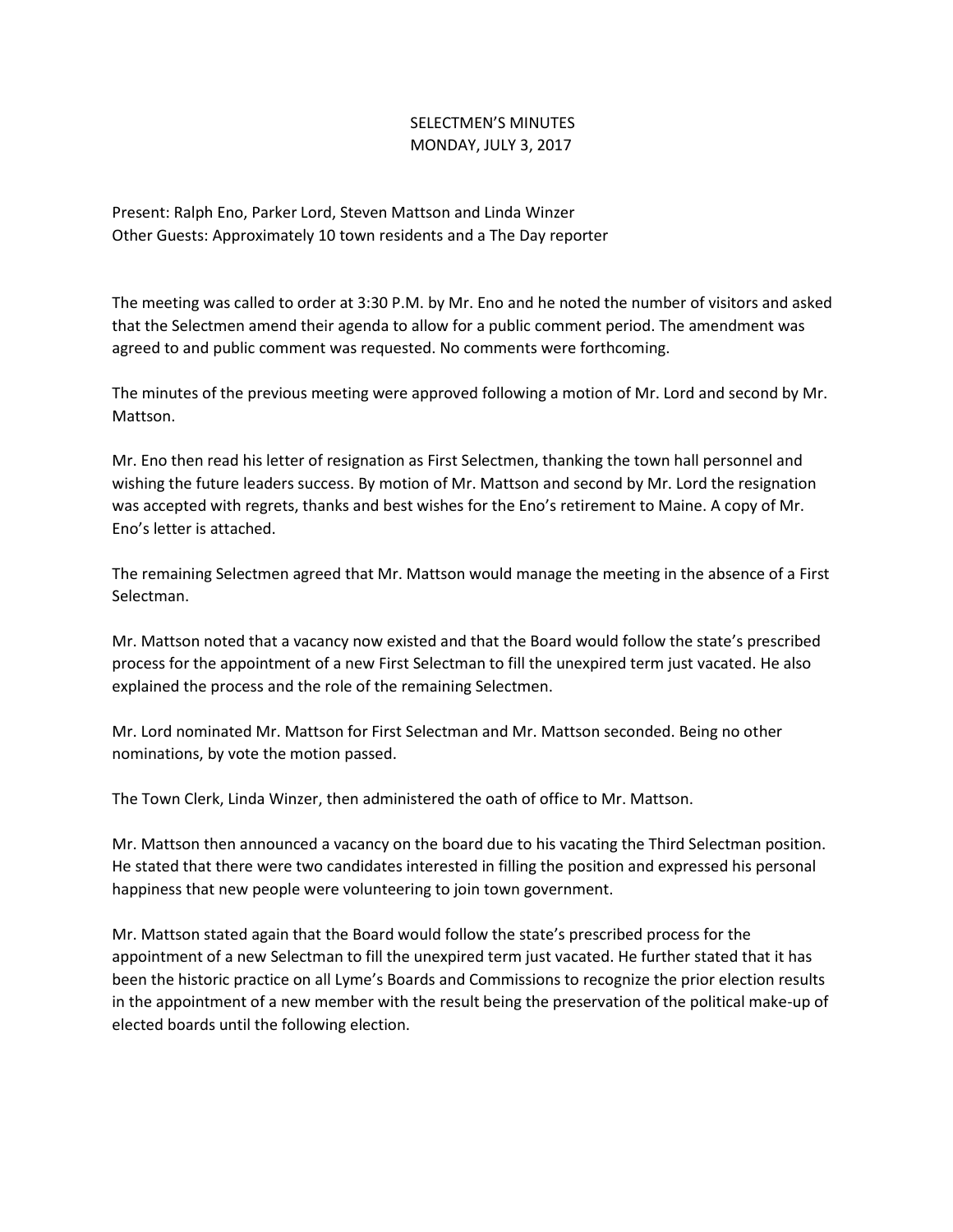# SELECTMEN'S MINUTES
## MONDAY, JULY 3, 2017

Present: Ralph Eno, Parker Lord, Steven Mattson and Linda Winzer
Other Guests: Approximately 10 town residents and a The Day reporter

The meeting was called to order at 3:30 P.M. by Mr. Eno and he noted the number of visitors and asked that the Selectmen amend their agenda to allow for a public comment period. The amendment was agreed to and public comment was requested. No comments were forthcoming.

The minutes of the previous meeting were approved following a motion of Mr. Lord and second by Mr. Mattson.

Mr. Eno then read his letter of resignation as First Selectmen, thanking the town hall personnel and wishing the future leaders success. By motion of Mr. Mattson and second by Mr. Lord the resignation was accepted with regrets, thanks and best wishes for the Eno's retirement to Maine. A copy of Mr. Eno's letter is attached.

The remaining Selectmen agreed that Mr. Mattson would manage the meeting in the absence of a First Selectman.

Mr. Mattson noted that a vacancy now existed and that the Board would follow the state's prescribed process for the appointment of a new First Selectman to fill the unexpired term just vacated. He also explained the process and the role of the remaining Selectmen.

Mr. Lord nominated Mr. Mattson for First Selectman and Mr. Mattson seconded. Being no other nominations, by vote the motion passed.

The Town Clerk, Linda Winzer, then administered the oath of office to Mr. Mattson.

Mr. Mattson then announced a vacancy on the board due to his vacating the Third Selectman position. He stated that there were two candidates interested in filling the position and expressed his personal happiness that new people were volunteering to join town government.

Mr. Mattson stated again that the Board would follow the state's prescribed process for the appointment of a new Selectman to fill the unexpired term just vacated. He further stated that it has been the historic practice on all Lyme's Boards and Commissions to recognize the prior election results in the appointment of a new member with the result being the preservation of the political make-up of elected boards until the following election.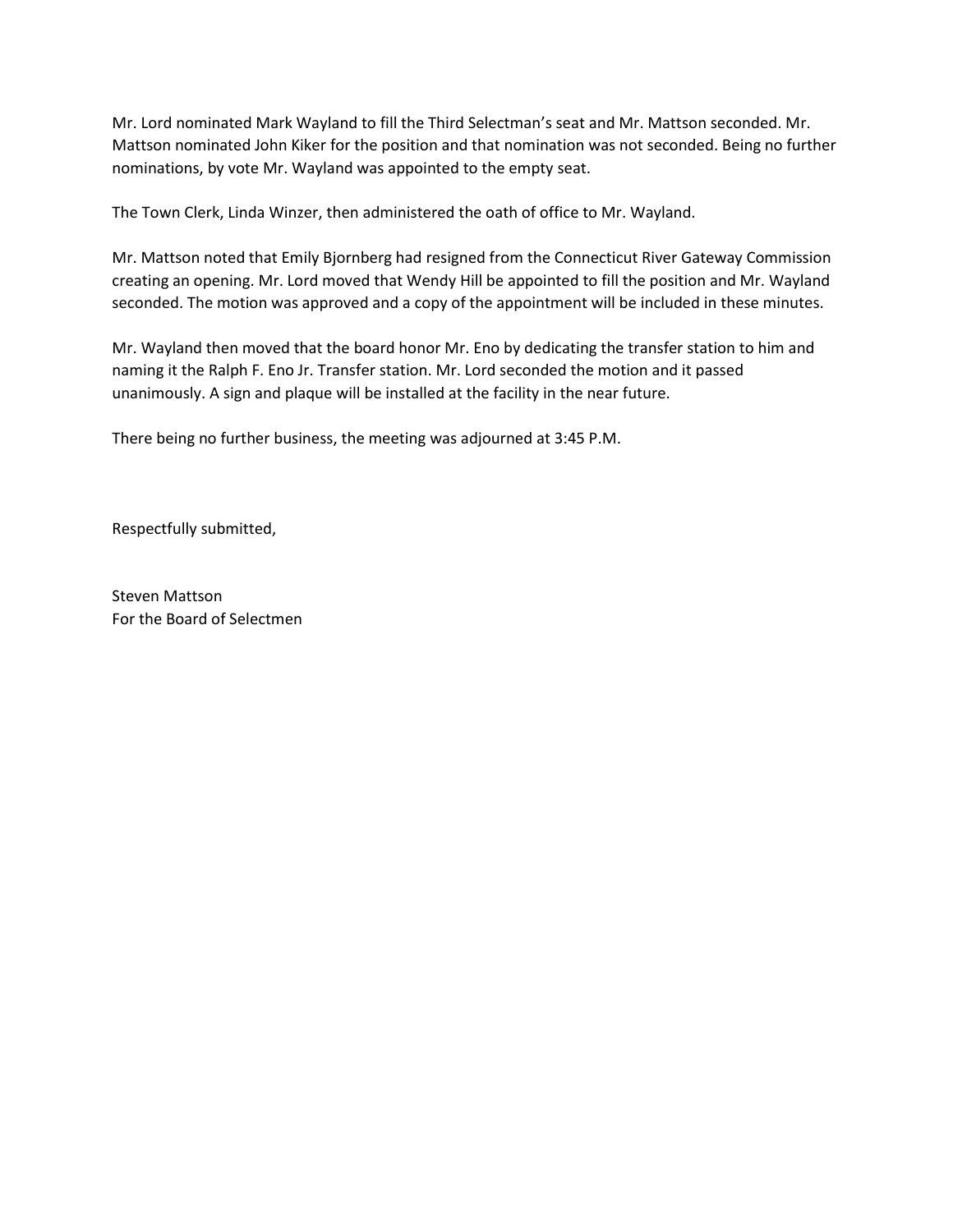Mr. Lord nominated Mark Wayland to fill the Third Selectman's seat and Mr. Mattson seconded. Mr. Mattson nominated John Kiker for the position and that nomination was not seconded. Being no further nominations, by vote Mr. Wayland was appointed to the empty seat.

The Town Clerk, Linda Winzer, then administered the oath of office to Mr. Wayland.

Mr. Mattson noted that Emily Bjornberg had resigned from the Connecticut River Gateway Commission creating an opening. Mr. Lord moved that Wendy Hill be appointed to fill the position and Mr. Wayland seconded. The motion was approved and a copy of the appointment will be included in these minutes.

Mr. Wayland then moved that the board honor Mr. Eno by dedicating the transfer station to him and naming it the Ralph F. Eno Jr. Transfer station. Mr. Lord seconded the motion and it passed unanimously. A sign and plaque will be installed at the facility in the near future.

There being no further business, the meeting was adjourned at 3:45 P.M.

Respectfully submitted,

Steven Mattson
For the Board of Selectmen